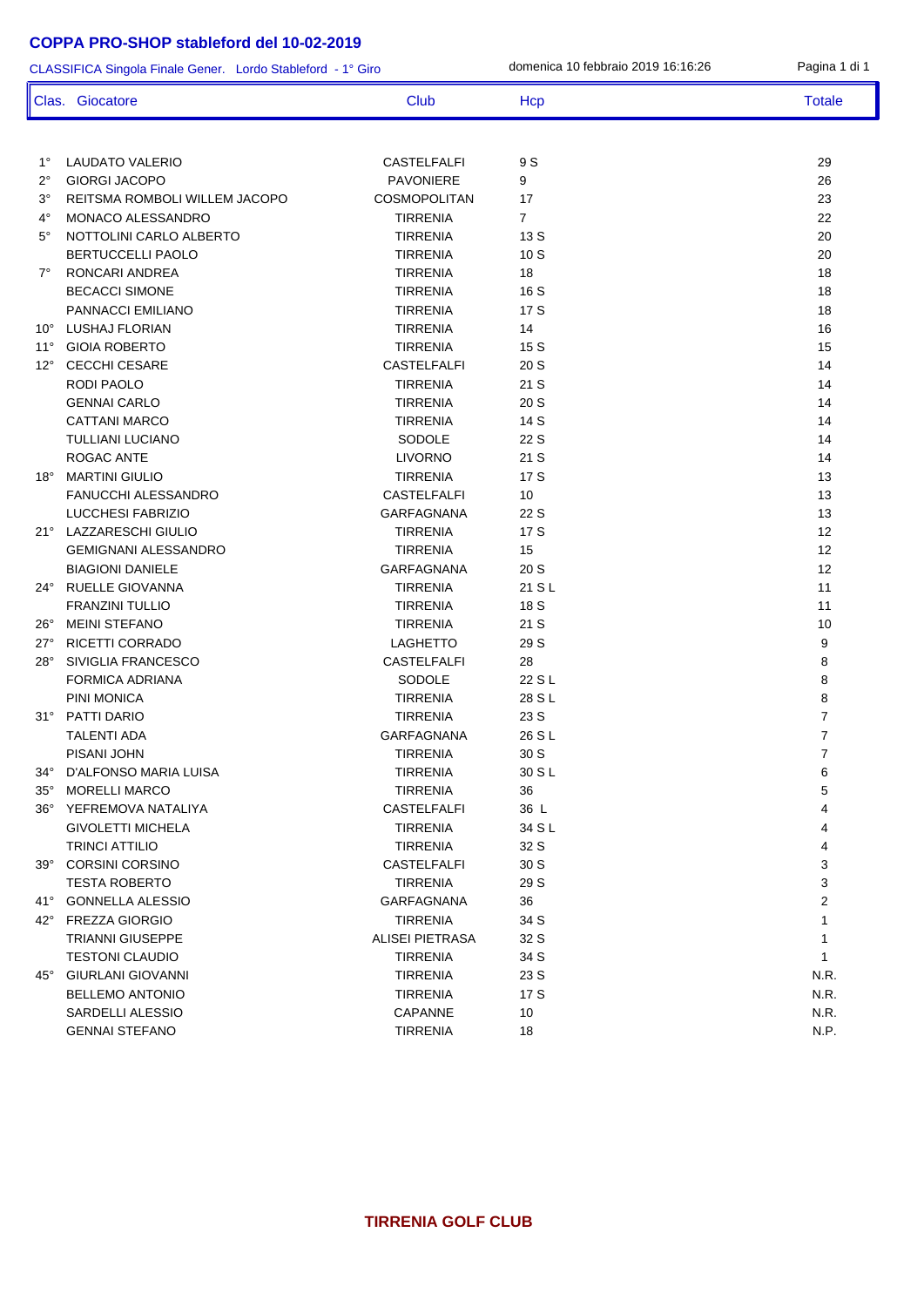# COPPA PRO-SHOP stableford del 10-02-2019

CLASSIFICA Singola Finale Gener. Lordo Stableford - 1° Giro

domenica 10 febbraio 2019 16:16:26

| Clas. | Giocatore | Club | Hcp | Totale |
|---|---|---|---|---|
| 1° | LAUDATO VALERIO | CASTELFALFI | 9 S | 29 |
| 2° | GIORGI JACOPO | PAVONIERE | 9 | 26 |
| 3° | REITSMA ROMBOLI WILLEM JACOPO | COSMOPOLITAN | 17 | 23 |
| 4° | MONACO ALESSANDRO | TIRRENIA | 7 | 22 |
| 5° | NOTTOLINI CARLO ALBERTO | TIRRENIA | 13 S | 20 |
| | BERTUCCELLI PAOLO | TIRRENIA | 10 S | 20 |
| 7° | RONCARI ANDREA | TIRRENIA | 18 | 18 |
| | BECACCI SIMONE | TIRRENIA | 16 S | 18 |
| | PANNACCI EMILIANO | TIRRENIA | 17 S | 18 |
| 10° | LUSHAJ FLORIAN | TIRRENIA | 14 | 16 |
| 11° | GIOIA ROBERTO | TIRRENIA | 15 S | 15 |
| 12° | CECCHI CESARE | CASTELFALFI | 20 S | 14 |
| | RODI PAOLO | TIRRENIA | 21 S | 14 |
| | GENNAI CARLO | TIRRENIA | 20 S | 14 |
| | CATTANI MARCO | TIRRENIA | 14 S | 14 |
| | TULLIANI LUCIANO | SODOLE | 22 S | 14 |
| | ROGAC ANTE | LIVORNO | 21 S | 14 |
| 18° | MARTINI GIULIO | TIRRENIA | 17 S | 13 |
| | FANUCCHI ALESSANDRO | CASTELFALFI | 10 | 13 |
| | LUCCHESI FABRIZIO | GARFAGNANA | 22 S | 13 |
| 21° | LAZZARESCHI GIULIO | TIRRENIA | 17 S | 12 |
| | GEMIGNANI ALESSANDRO | TIRRENIA | 15 | 12 |
| | BIAGIONI DANIELE | GARFAGNANA | 20 S | 12 |
| 24° | RUELLE GIOVANNA | TIRRENIA | 21 S L | 11 |
| | FRANZINI TULLIO | TIRRENIA | 18 S | 11 |
| 26° | MEINI STEFANO | TIRRENIA | 21 S | 10 |
| 27° | RICETTI CORRADO | LAGHETTO | 29 S | 9 |
| 28° | SIVIGLIA FRANCESCO | CASTELFALFI | 28 | 8 |
| | FORMICA ADRIANA | SODOLE | 22 S L | 8 |
| | PINI MONICA | TIRRENIA | 28 S L | 8 |
| 31° | PATTI DARIO | TIRRENIA | 23 S | 7 |
| | TALENTI ADA | GARFAGNANA | 26 S L | 7 |
| | PISANI JOHN | TIRRENIA | 30 S | 7 |
| 34° | D'ALFONSO MARIA LUISA | TIRRENIA | 30 S L | 6 |
| 35° | MORELLI MARCO | TIRRENIA | 36 | 5 |
| 36° | YEFREMOVA NATALIYA | CASTELFALFI | 36 L | 4 |
| | GIVOLETTI MICHELA | TIRRENIA | 34 S L | 4 |
| | TRINCI ATTILIO | TIRRENIA | 32 S | 4 |
| 39° | CORSINI CORSINO | CASTELFALFI | 30 S | 3 |
| | TESTA ROBERTO | TIRRENIA | 29 S | 3 |
| 41° | GONNELLA ALESSIO | GARFAGNANA | 36 | 2 |
| 42° | FREZZA GIORGIO | TIRRENIA | 34 S | 1 |
| | TRIANNI GIUSEPPE | ALISEI PIETRASA | 32 S | 1 |
| | TESTONI CLAUDIO | TIRRENIA | 34 S | 1 |
| 45° | GIURLANI GIOVANNI | TIRRENIA | 23 S | N.R. |
| | BELLEMO ANTONIO | TIRRENIA | 17 S | N.R. |
| | SARDELLI ALESSIO | CAPANNE | 10 | N.R. |
| | GENNAI STEFANO | TIRRENIA | 18 | N.P. |

**TIRRENIA GOLF CLUB**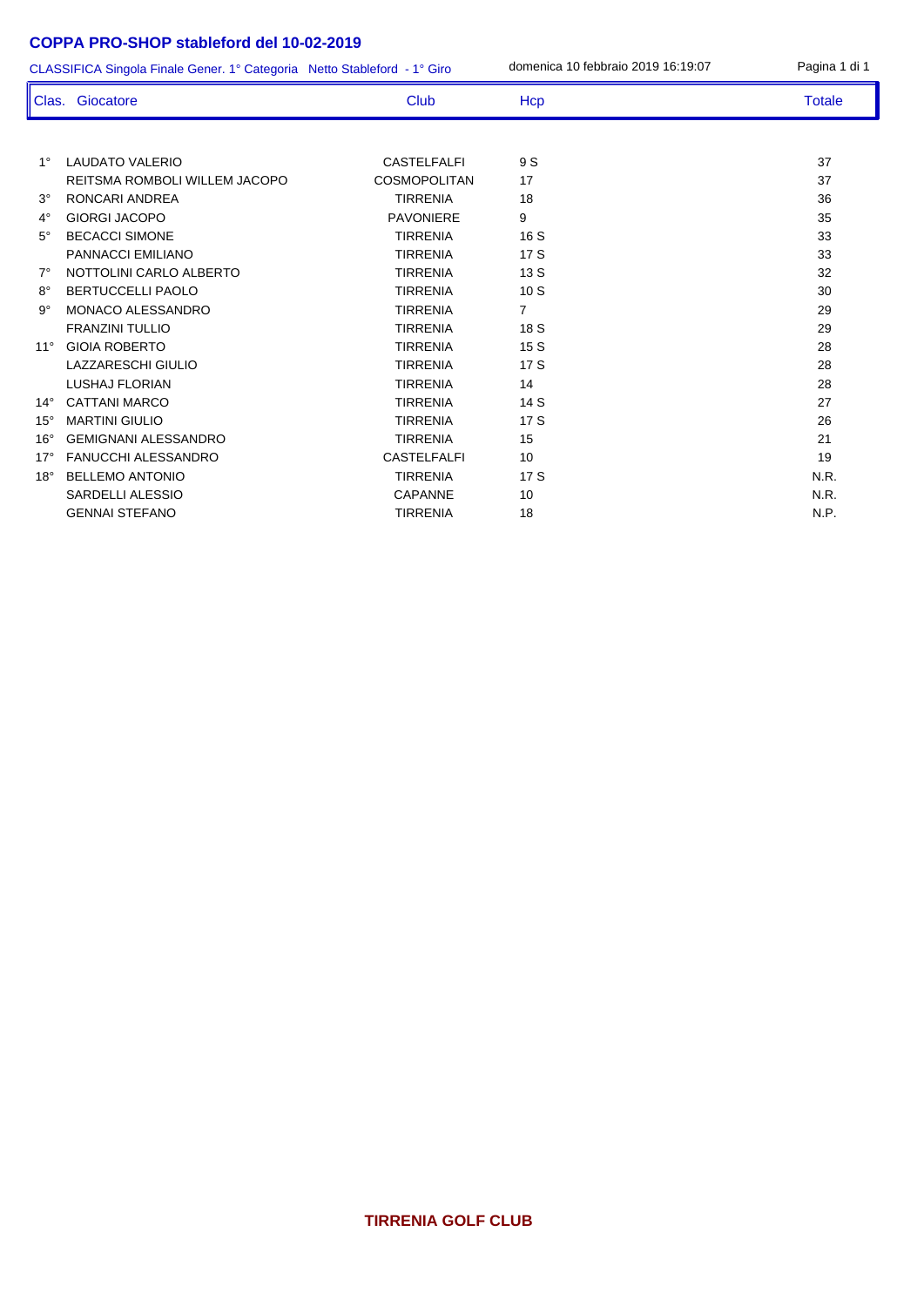# COPPA PRO-SHOP stableford del 10-02-2019

CLASSIFICA Singola Finale Gener. 1° Categoria Netto Stableford - 1° Giro

domenica 10 febbraio 2019 16:19:07

| Clas. | Giocatore | Club | Hcp | Totale |
|---|---|---|---|---|
| 1° | LAUDATO VALERIO | CASTELFALFI | 9 S | 37 |
| | REITSMA ROMBOLI WILLEM JACOPO | COSMOPOLITAN | 17 | 37 |
| 3° | RONCARI ANDREA | TIRRENIA | 18 | 36 |
| 4° | GIORGI JACOPO | PAVONIERE | 9 | 35 |
| 5° | BECACCI SIMONE | TIRRENIA | 16 S | 33 |
| | PANNACCI EMILIANO | TIRRENIA | 17 S | 33 |
| 7° | NOTTOLINI CARLO ALBERTO | TIRRENIA | 13 S | 32 |
| 8° | BERTUCCELLI PAOLO | TIRRENIA | 10 S | 30 |
| 9° | MONACO ALESSANDRO | TIRRENIA | 7 | 29 |
| | FRANZINI TULLIO | TIRRENIA | 18 S | 29 |
| 11° | GIOIA ROBERTO | TIRRENIA | 15 S | 28 |
| | LAZZARESCHI GIULIO | TIRRENIA | 17 S | 28 |
| | LUSHAJ FLORIAN | TIRRENIA | 14 | 28 |
| 14° | CATTANI MARCO | TIRRENIA | 14 S | 27 |
| 15° | MARTINI GIULIO | TIRRENIA | 17 S | 26 |
| 16° | GEMIGNANI ALESSANDRO | TIRRENIA | 15 | 21 |
| 17° | FANUCCHI ALESSANDRO | CASTELFALFI | 10 | 19 |
| 18° | BELLEMO ANTONIO | TIRRENIA | 17 S | N.R. |
| | SARDELLI ALESSIO | CAPANNE | 10 | N.R. |
| | GENNAI STEFANO | TIRRENIA | 18 | N.P. |

**TIRRENIA GOLF CLUB**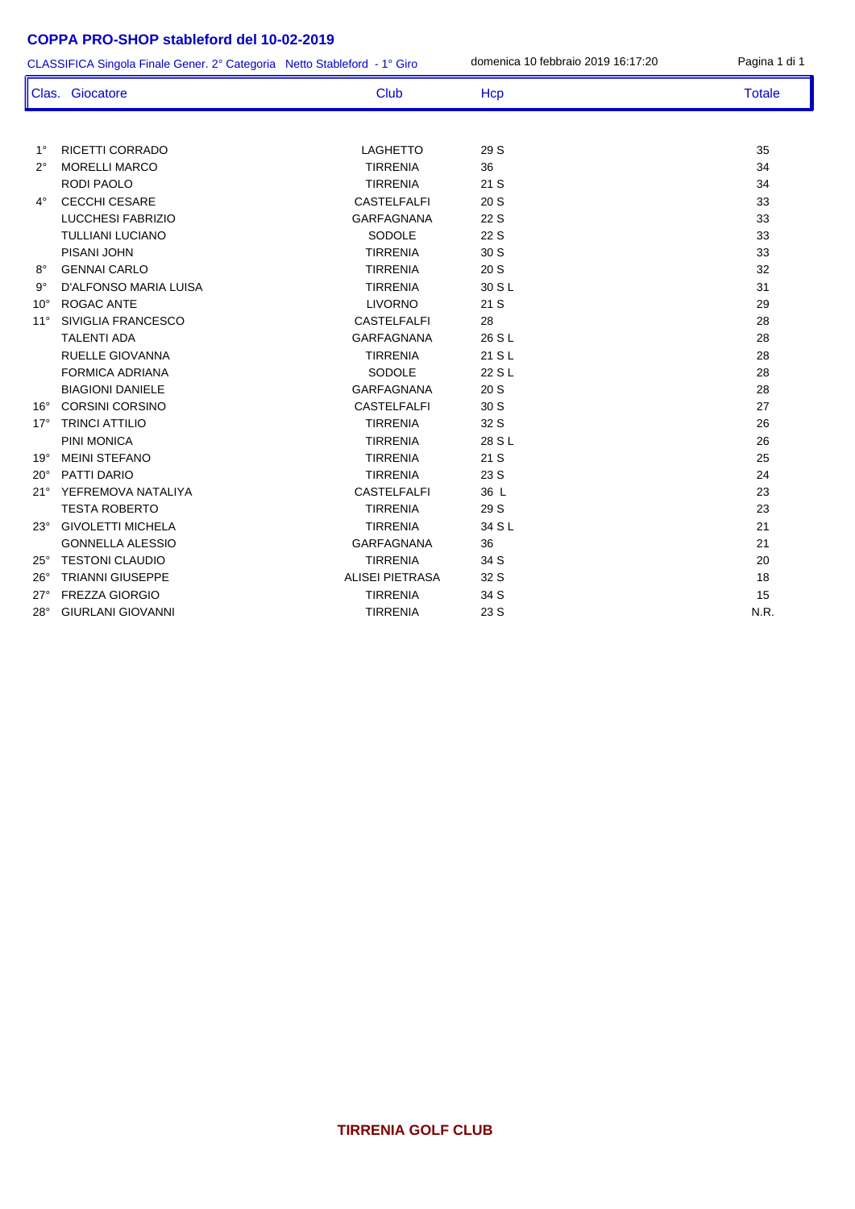# COPPA PRO-SHOP stableford del 10-02-2019

CLASSIFICA Singola Finale Gener. 2° Categoria Netto Stableford - 1° Giro

domenica 10 febbraio 2019 16:17:20

| Clas. | Giocatore | Club | Hcp | Totale |
|---|---|---|---|---|
| 1° | RICETTI CORRADO | LAGHETTO | 29 S | 35 |
| 2° | MORELLI MARCO | TIRRENIA | 36 | 34 |
| | RODI PAOLO | TIRRENIA | 21 S | 34 |
| 4° | CECCHI CESARE | CASTELFALFI | 20 S | 33 |
| | LUCCHESI FABRIZIO | GARFAGNANA | 22 S | 33 |
| | TULLIANI LUCIANO | SODOLE | 22 S | 33 |
| | PISANI JOHN | TIRRENIA | 30 S | 33 |
| 8° | GENNAI CARLO | TIRRENIA | 20 S | 32 |
| 9° | D'ALFONSO MARIA LUISA | TIRRENIA | 30 S L | 31 |
| 10° | ROGAC ANTE | LIVORNO | 21 S | 29 |
| 11° | SIVIGLIA FRANCESCO | CASTELFALFI | 28 | 28 |
| | TALENTI ADA | GARFAGNANA | 26 S L | 28 |
| | RUELLE GIOVANNA | TIRRENIA | 21 S L | 28 |
| | FORMICA ADRIANA | SODOLE | 22 S L | 28 |
| | BIAGIONI DANIELE | GARFAGNANA | 20 S | 28 |
| 16° | CORSINI CORSINO | CASTELFALFI | 30 S | 27 |
| 17° | TRINCI ATTILIO | TIRRENIA | 32 S | 26 |
| | PINI MONICA | TIRRENIA | 28 S L | 26 |
| 19° | MEINI STEFANO | TIRRENIA | 21 S | 25 |
| 20° | PATTI DARIO | TIRRENIA | 23 S | 24 |
| 21° | YEFREMOVA NATALIYA | CASTELFALFI | 36 L | 23 |
| | TESTA ROBERTO | TIRRENIA | 29 S | 23 |
| 23° | GIVOLETTI MICHELA | TIRRENIA | 34 S L | 21 |
| | GONNELLA ALESSIO | GARFAGNANA | 36 | 21 |
| 25° | TESTONI CLAUDIO | TIRRENIA | 34 S | 20 |
| 26° | TRIANNI GIUSEPPE | ALISEI PIETRASA | 32 S | 18 |
| 27° | FREZZA GIORGIO | TIRRENIA | 34 S | 15 |
| 28° | GIURLANI GIOVANNI | TIRRENIA | 23 S | N.R. |

**TIRRENIA GOLF CLUB**